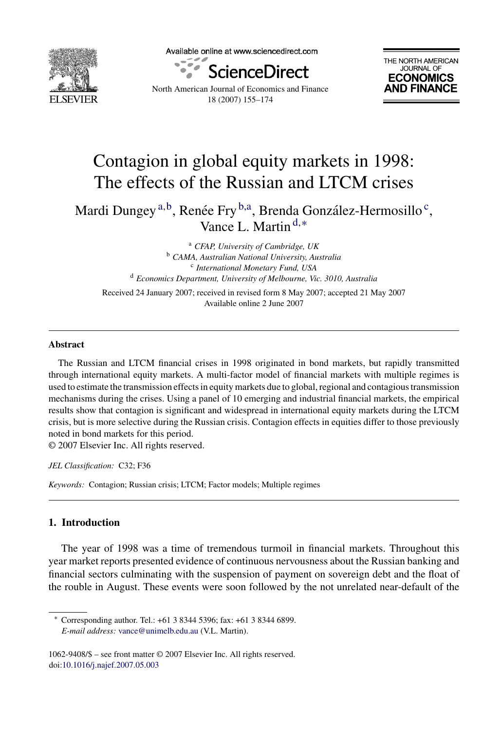# Contagion in global equity markets in 1998: The effects of the Russian and LTCM crises

Mardi Dungey[a,b], Renée Fry[b,a], Brenda González-Hermosillo[c], Vance L. Martin[d,*]

[a] *CFAP, University of Cambridge, UK*
[b] *CAMA, Australian National University, Australia*
[c] *International Monetary Fund, USA*
[d] *Economics Department, University of Melbourne, Vic. 3010, Australia*

Received 24 January 2007; received in revised form 8 May 2007; accepted 21 May 2007
Available online 2 June 2007

## Abstract

The Russian and LTCM financial crises in 1998 originated in bond markets, but rapidly transmitted through international equity markets. A multi-factor model of financial markets with multiple regimes is used to estimate the transmission effects in equity markets due to global, regional and contagious transmission mechanisms during the crises. Using a panel of 10 emerging and industrial financial markets, the empirical results show that contagion is significant and widespread in international equity markets during the LTCM crisis, but is more selective during the Russian crisis. Contagion effects in equities differ to those previously noted in bond markets for this period.
© 2007 Elsevier Inc. All rights reserved.

*JEL Classification:* C32; F36

*Keywords:* Contagion; Russian crisis; LTCM; Factor models; Multiple regimes

## 1. Introduction

The year of 1998 was a time of tremendous turmoil in financial markets. Throughout this year market reports presented evidence of continuous nervousness about the Russian banking and financial sectors culminating with the suspension of payment on sovereign debt and the float of the rouble in August. These events were soon followed by the not unrelated near-default of the

---

\* Corresponding author. Tel.: +61 3 8344 5396; fax: +61 3 8344 6899.
*E-mail address:* vance@unimelb.edu.au (V.L. Martin).

1062-9408/$ – see front matter © 2007 Elsevier Inc. All rights reserved.
doi:10.1016/j.najef.2007.05.003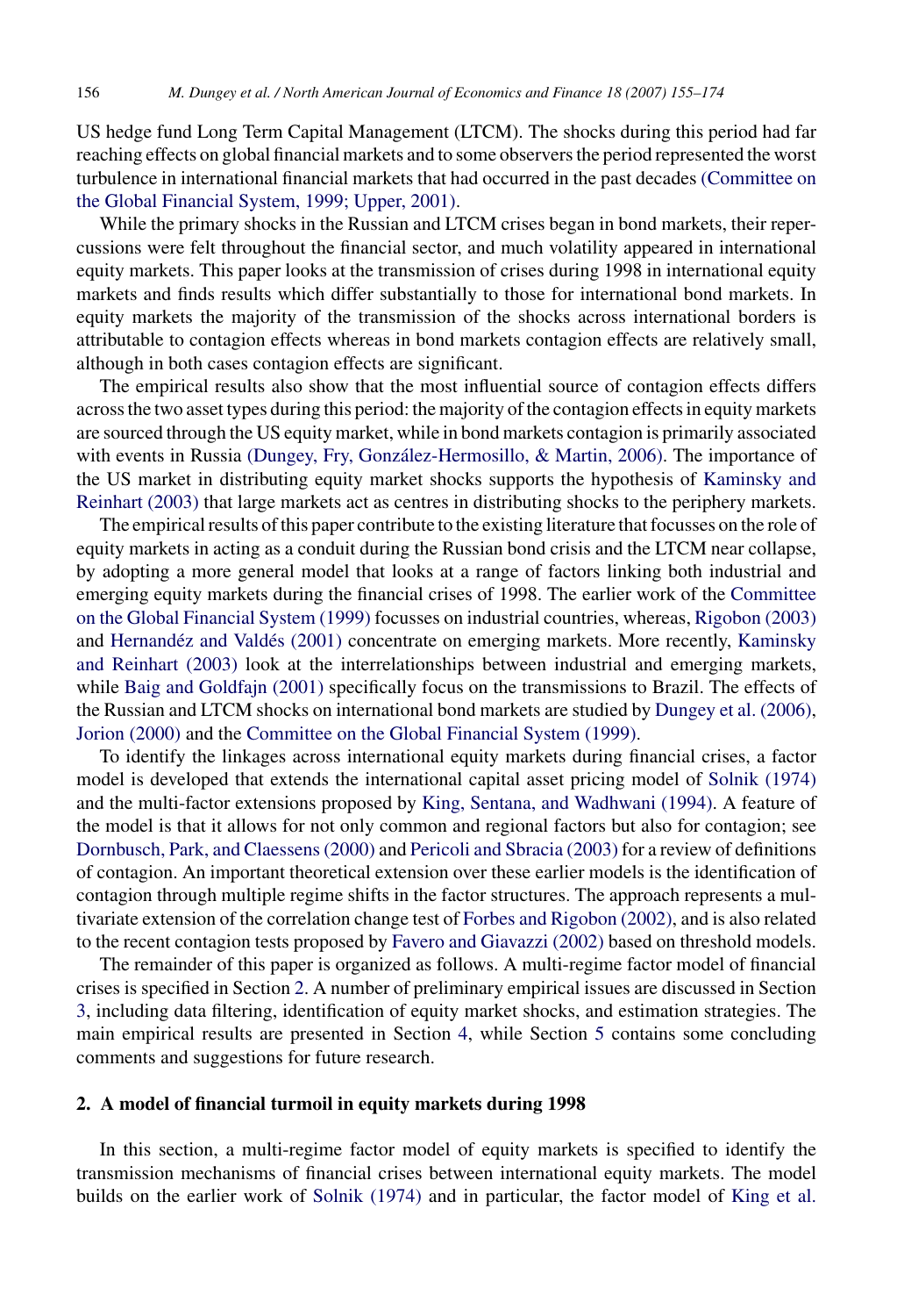US hedge fund Long Term Capital Management (LTCM). The shocks during this period had far reaching effects on global financial markets and to some observers the period represented the worst turbulence in international financial markets that had occurred in the past decades (Committee on the Global Financial System, 1999; Upper, 2001).

While the primary shocks in the Russian and LTCM crises began in bond markets, their repercussions were felt throughout the financial sector, and much volatility appeared in international equity markets. This paper looks at the transmission of crises during 1998 in international equity markets and finds results which differ substantially to those for international bond markets. In equity markets the majority of the transmission of the shocks across international borders is attributable to contagion effects whereas in bond markets contagion effects are relatively small, although in both cases contagion effects are significant.

The empirical results also show that the most influential source of contagion effects differs across the two asset types during this period: the majority of the contagion effects in equity markets are sourced through the US equity market, while in bond markets contagion is primarily associated with events in Russia (Dungey, Fry, González-Hermosillo, & Martin, 2006). The importance of the US market in distributing equity market shocks supports the hypothesis of Kaminsky and Reinhart (2003) that large markets act as centres in distributing shocks to the periphery markets.

The empirical results of this paper contribute to the existing literature that focusses on the role of equity markets in acting as a conduit during the Russian bond crisis and the LTCM near collapse, by adopting a more general model that looks at a range of factors linking both industrial and emerging equity markets during the financial crises of 1998. The earlier work of the Committee on the Global Financial System (1999) focusses on industrial countries, whereas, Rigobon (2003) and Hernandéz and Valdés (2001) concentrate on emerging markets. More recently, Kaminsky and Reinhart (2003) look at the interrelationships between industrial and emerging markets, while Baig and Goldfajn (2001) specifically focus on the transmissions to Brazil. The effects of the Russian and LTCM shocks on international bond markets are studied by Dungey et al. (2006), Jorion (2000) and the Committee on the Global Financial System (1999).

To identify the linkages across international equity markets during financial crises, a factor model is developed that extends the international capital asset pricing model of Solnik (1974) and the multi-factor extensions proposed by King, Sentana, and Wadhwani (1994). A feature of the model is that it allows for not only common and regional factors but also for contagion; see Dornbusch, Park, and Claessens (2000) and Pericoli and Sbracia (2003) for a review of definitions of contagion. An important theoretical extension over these earlier models is the identification of contagion through multiple regime shifts in the factor structures. The approach represents a multivariate extension of the correlation change test of Forbes and Rigobon (2002), and is also related to the recent contagion tests proposed by Favero and Giavazzi (2002) based on threshold models.

The remainder of this paper is organized as follows. A multi-regime factor model of financial crises is specified in Section 2. A number of preliminary empirical issues are discussed in Section 3, including data filtering, identification of equity market shocks, and estimation strategies. The main empirical results are presented in Section 4, while Section 5 contains some concluding comments and suggestions for future research.

## 2. A model of financial turmoil in equity markets during 1998

In this section, a multi-regime factor model of equity markets is specified to identify the transmission mechanisms of financial crises between international equity markets. The model builds on the earlier work of Solnik (1974) and in particular, the factor model of King et al.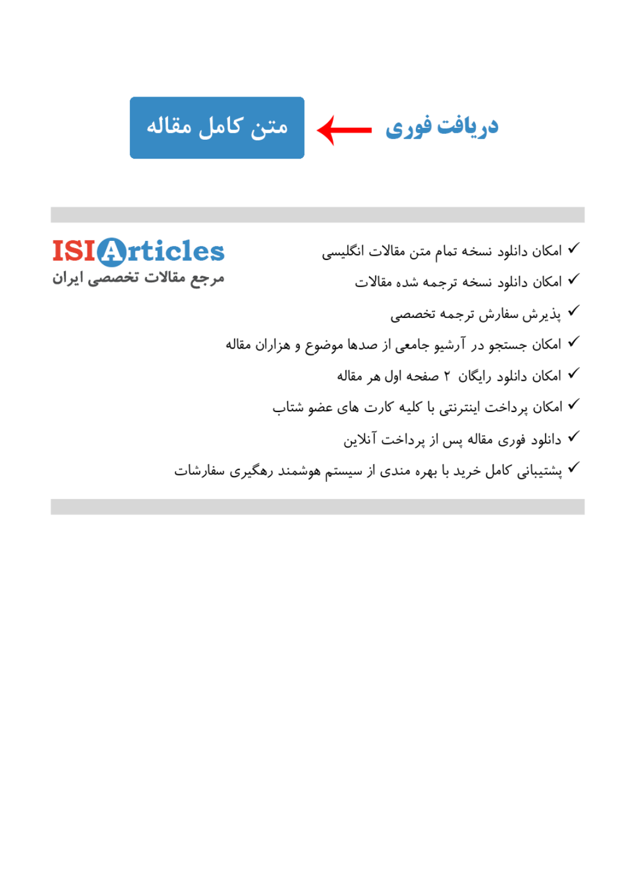دریافت فوری ← متن کامل مقاله

**ISIArticles**
مرجع مقالات تخصصی ایران

- ✓ امکان دانلود نسخه تمام متن مقالات انگلیسی
- ✓ امکان دانلود نسخه ترجمه شده مقالات
- ✓ پذیرش سفارش ترجمه تخصصی
- ✓ امکان جستجو در آرشیو جامعی از صدها موضوع و هزاران مقاله
- ✓ امکان دانلود رایگان ۲ صفحه اول هر مقاله
- ✓ امکان پرداخت اینترنتی با کلیه کارت های عضو شتاب
- ✓ دانلود فوری مقاله پس از پرداخت آنلاین
- ✓ پشتیبانی کامل خرید با بهره مندی از سیستم هوشمند رهگیری سفارشات